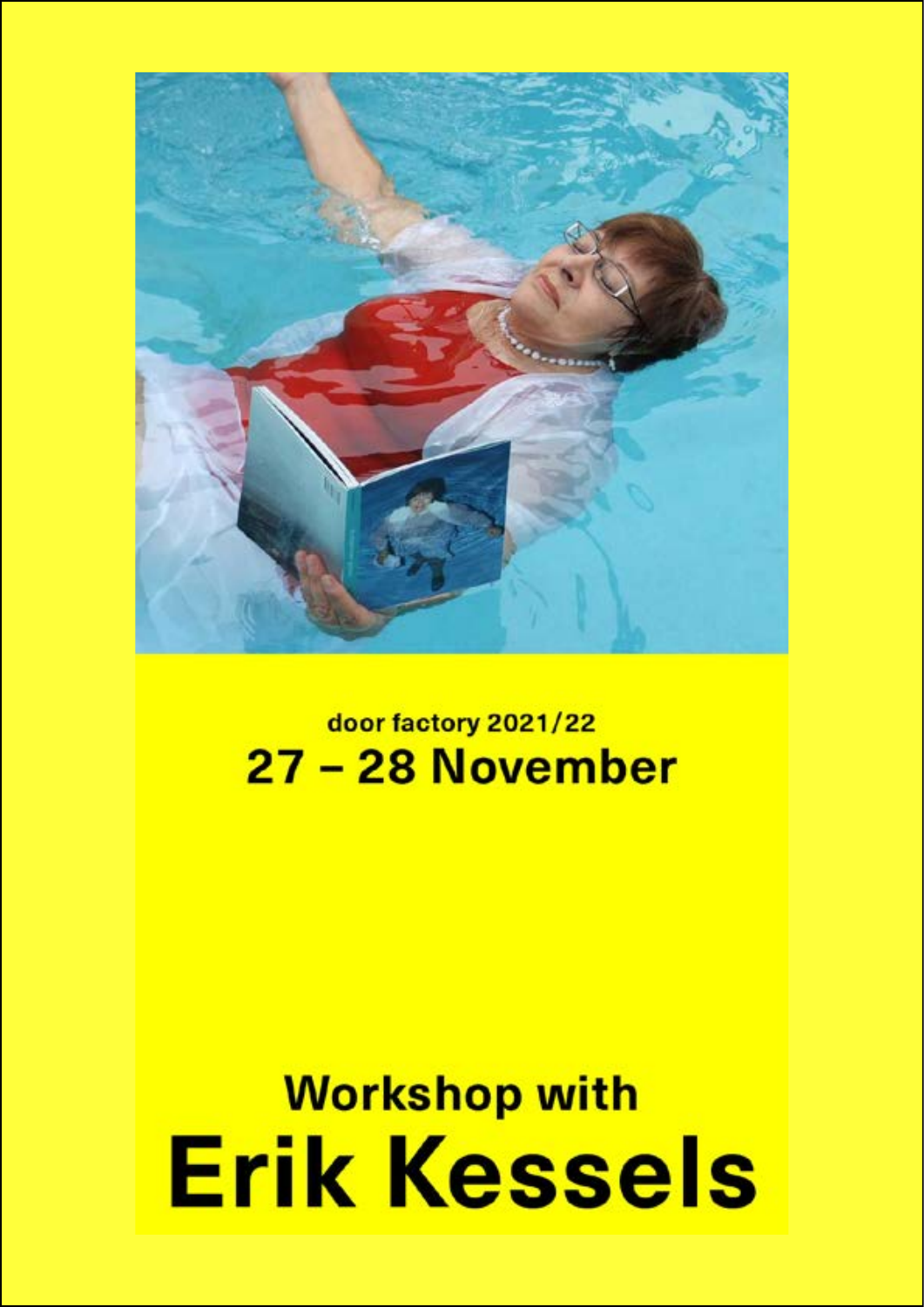door factory 2021/22

## 27 – 28 November

# Workshop with Erik Kessels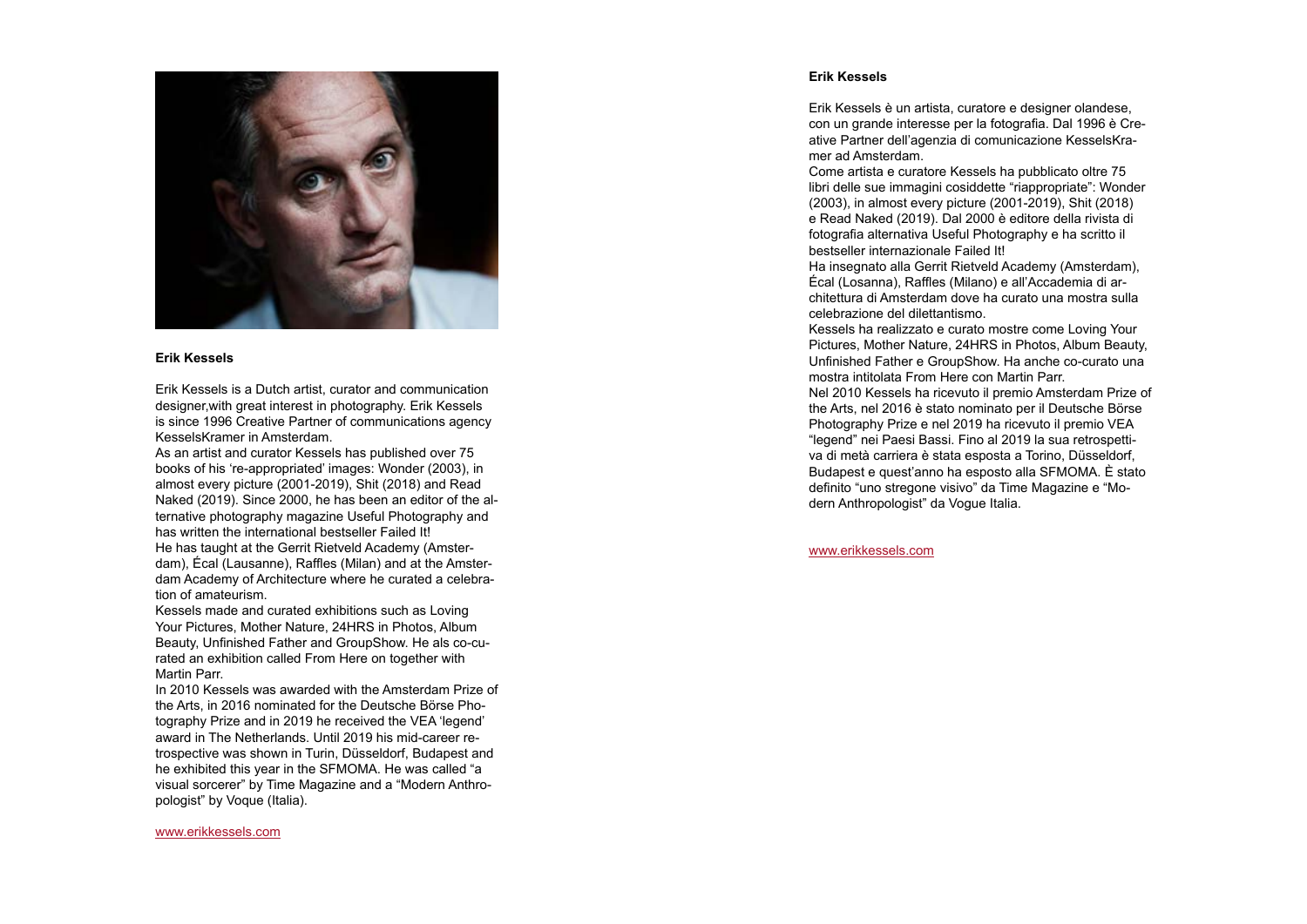## Erik Kessels

Erik Kessels is a Dutch artist, curator and communication designer,with great interest in photography. Erik Kessels is since 1996 Creative Partner of communications agency KesselsKramer in Amsterdam.
As an artist and curator Kessels has published over 75 books of his 're-appropriated' images: Wonder (2003), in almost every picture (2001-2019), Shit (2018) and Read Naked (2019). Since 2000, he has been an editor of the alternative photography magazine Useful Photography and has written the international bestseller Failed It!
He has taught at the Gerrit Rietveld Academy (Amsterdam), Écal (Lausanne), Raffles (Milan) and at the Amsterdam Academy of Architecture where he curated a celebration of amateurism.
Kessels made and curated exhibitions such as Loving Your Pictures, Mother Nature, 24HRS in Photos, Album Beauty, Unfinished Father and GroupShow. He als co-curated an exhibition called From Here on together with Martin Parr.
In 2010 Kessels was awarded with the Amsterdam Prize of the Arts, in 2016 nominated for the Deutsche Börse Photography Prize and in 2019 he received the VEA 'legend' award in The Netherlands. Until 2019 his mid-career retrospective was shown in Turin, Düsseldorf, Budapest and he exhibited this year in the SFMOMA. He was called "a visual sorcerer" by Time Magazine and a "Modern Anthropologist" by Voque (Italia).

www.erikkessels.com

## Erik Kessels

Erik Kessels è un artista, curatore e designer olandese, con un grande interesse per la fotografia. Dal 1996 è Creative Partner dell'agenzia di comunicazione KesselsKramer ad Amsterdam.
Come artista e curatore Kessels ha pubblicato oltre 75 libri delle sue immagini cosiddette "riappropriate": Wonder (2003), in almost every picture (2001-2019), Shit (2018) e Read Naked (2019). Dal 2000 è editore della rivista di fotografia alternativa Useful Photography e ha scritto il bestseller internazionale Failed It!
Ha insegnato alla Gerrit Rietveld Academy (Amsterdam), Écal (Losanna), Raffles (Milano) e all'Accademia di architettura di Amsterdam dove ha curato una mostra sulla celebrazione del dilettantismo.
Kessels ha realizzato e curato mostre come Loving Your Pictures, Mother Nature, 24HRS in Photos, Album Beauty, Unfinished Father e GroupShow. Ha anche co-curato una mostra intitolata From Here con Martin Parr.
Nel 2010 Kessels ha ricevuto il premio Amsterdam Prize of the Arts, nel 2016 è stato nominato per il Deutsche Börse Photography Prize e nel 2019 ha ricevuto il premio VEA "legend" nei Paesi Bassi. Fino al 2019 la sua retrospettiva di metà carriera è stata esposta a Torino, Düsseldorf, Budapest e quest'anno ha esposto alla SFMOMA. È stato definito "uno stregone visivo" da Time Magazine e "Modern Anthropologist" da Vogue Italia.

www.erikkessels.com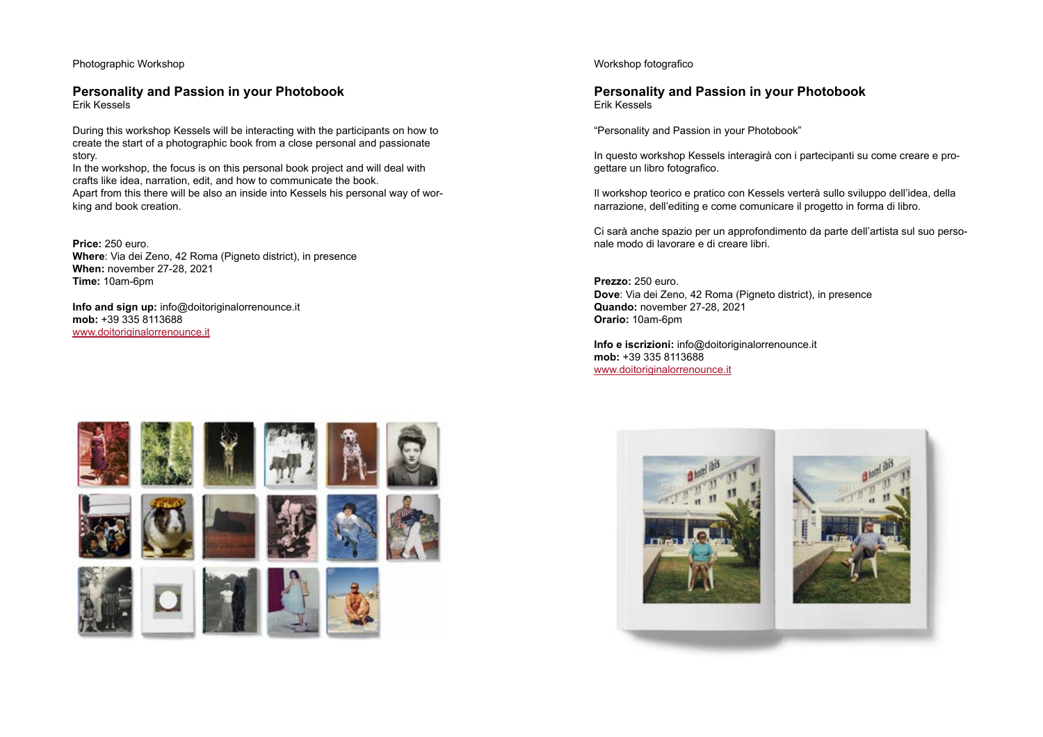Photographic Workshop

## Personality and Passion in your Photobook

Erik Kessels

During this workshop Kessels will be interacting with the participants on how to create the start of a photographic book from a close personal and passionate story.
In the workshop, the focus is on this personal book project and will deal with crafts like idea, narration, edit, and how to communicate the book.
Apart from this there will be also an inside into Kessels his personal way of working and book creation.

**Price:** 250 euro.
**Where**: Via dei Zeno, 42 Roma (Pigneto district), in presence
**When:** november 27-28, 2021
**Time:** 10am-6pm

**Info and sign up:** info@doitoriginalorrenounce.it
**mob:** +39 335 8113688
www.doitoriginalorrenounce.it

Workshop fotografico

## Personality and Passion in your Photobook

Erik Kessels

"Personality and Passion in your Photobook"

In questo workshop Kessels interagirà con i partecipanti su come creare e progettare un libro fotografico.

Il workshop teorico e pratico con Kessels verterà sullo sviluppo dell'idea, della narrazione, dell'editing e come comunicare il progetto in forma di libro.

Ci sarà anche spazio per un approfondimento da parte dell'artista sul suo personale modo di lavorare e di creare libri.

**Prezzo:** 250 euro.
**Dove**: Via dei Zeno, 42 Roma (Pigneto district), in presence
**Quando:** november 27-28, 2021
**Orario:** 10am-6pm

**Info e iscrizioni:** info@doitoriginalorrenounce.it
**mob:** +39 335 8113688
www.doitoriginalorrenounce.it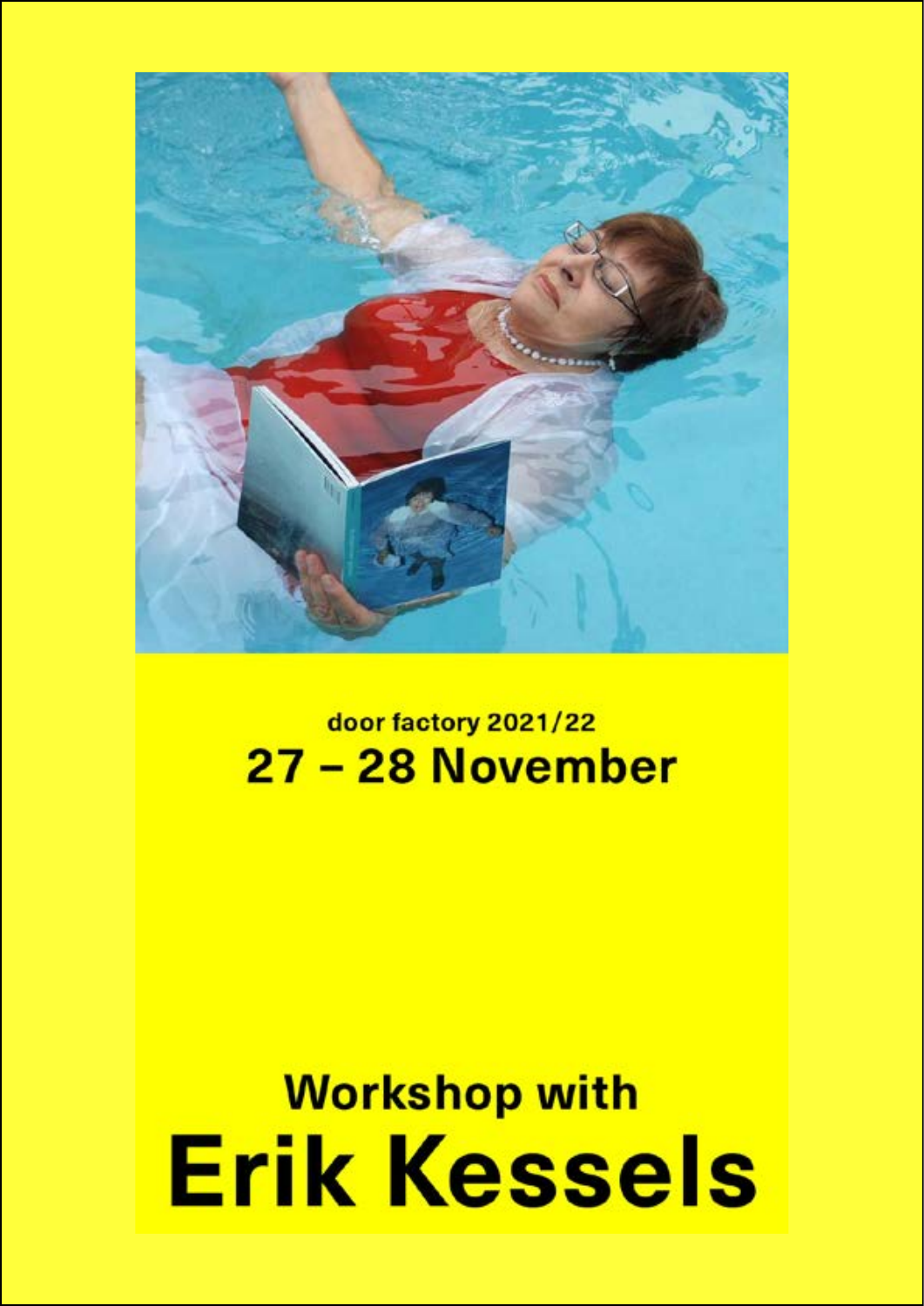door factory 2021/22

27 – 28 November

# Workshop with Erik Kessels